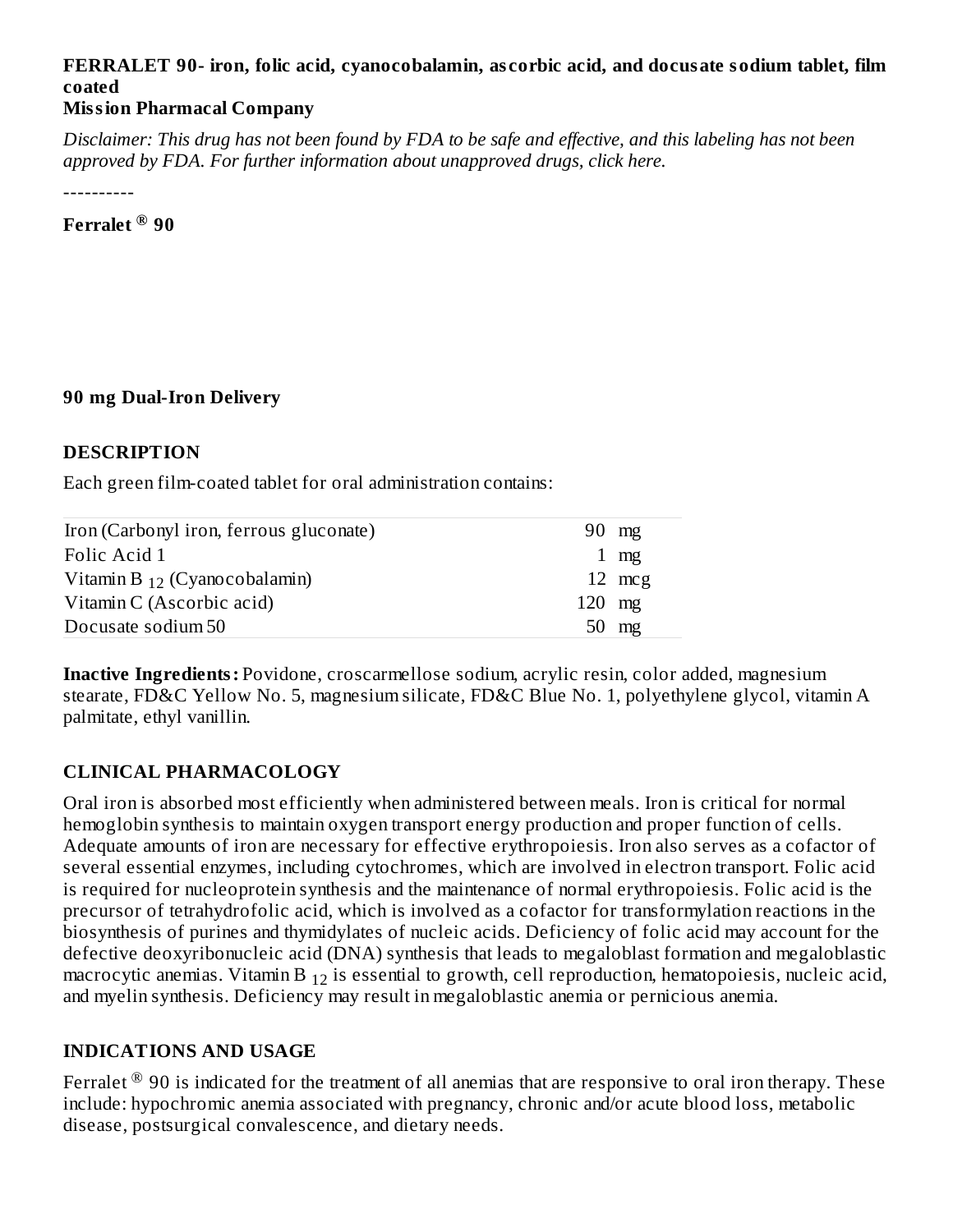**FERRALET 90- iron, folic acid, cyanocobalamin, ascorbic acid, and docusate sodium tablet, film coated**
**Mission Pharmacal Company**

*Disclaimer: This drug has not been found by FDA to be safe and effective, and this labeling has not been approved by FDA. For further information about unapproved drugs, click here.*

----------

**Ferralet ® 90**

**90 mg Dual-Iron Delivery**

## DESCRIPTION

Each green film-coated tablet for oral administration contains:

| | | |
|---|---|---|
| Iron (Carbonyl iron, ferrous gluconate) | 90 | mg |
| Folic Acid 1 | 1 | mg |
| Vitamin $B_{12}$ (Cyanocobalamin) | 12 | mcg |
| Vitamin C (Ascorbic acid) | 120 | mg |
| Docusate sodium 50 | 50 | mg |

**Inactive Ingredients:** Povidone, croscarmellose sodium, acrylic resin, color added, magnesium stearate, FD&C Yellow No. 5, magnesium silicate, FD&C Blue No. 1, polyethylene glycol, vitamin A palmitate, ethyl vanillin.

## CLINICAL PHARMACOLOGY

Oral iron is absorbed most efficiently when administered between meals. Iron is critical for normal hemoglobin synthesis to maintain oxygen transport energy production and proper function of cells. Adequate amounts of iron are necessary for effective erythropoiesis. Iron also serves as a cofactor of several essential enzymes, including cytochromes, which are involved in electron transport. Folic acid is required for nucleoprotein synthesis and the maintenance of normal erythropoiesis. Folic acid is the precursor of tetrahydrofolic acid, which is involved as a cofactor for transformylation reactions in the biosynthesis of purines and thymidylates of nucleic acids. Deficiency of folic acid may account for the defective deoxyribonucleic acid (DNA) synthesis that leads to megaloblast formation and megaloblastic macrocytic anemias. Vitamin $B_{12}$ is essential to growth, cell reproduction, hematopoiesis, nucleic acid, and myelin synthesis. Deficiency may result in megaloblastic anemia or pernicious anemia.

## INDICATIONS AND USAGE

Ferralet ® 90 is indicated for the treatment of all anemias that are responsive to oral iron therapy. These include: hypochromic anemia associated with pregnancy, chronic and/or acute blood loss, metabolic disease, postsurgical convalescence, and dietary needs.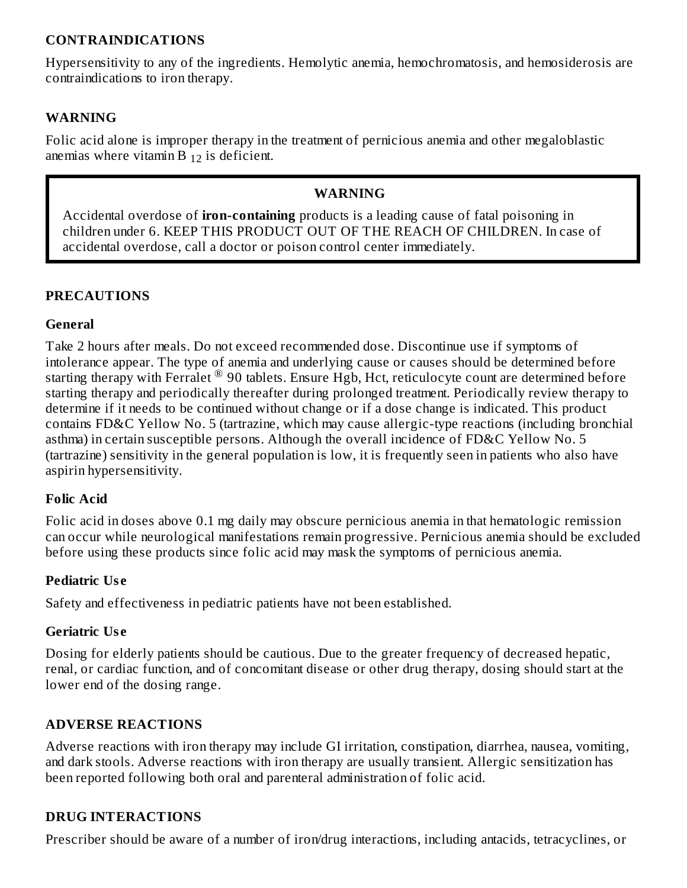## CONTRAINDICATIONS

Hypersensitivity to any of the ingredients. Hemolytic anemia, hemochromatosis, and hemosiderosis are contraindications to iron therapy.

## WARNING

Folic acid alone is improper therapy in the treatment of pernicious anemia and other megaloblastic anemias where vitamin $B_{12}$ is deficient.

> **WARNING**
>
> Accidental overdose of **iron-containing** products is a leading cause of fatal poisoning in children under 6. KEEP THIS PRODUCT OUT OF THE REACH OF CHILDREN. In case of accidental overdose, call a doctor or poison control center immediately.

## PRECAUTIONS

### General

Take 2 hours after meals. Do not exceed recommended dose. Discontinue use if symptoms of intolerance appear. The type of anemia and underlying cause or causes should be determined before starting therapy with Ferralet® 90 tablets. Ensure Hgb, Hct, reticulocyte count are determined before starting therapy and periodically thereafter during prolonged treatment. Periodically review therapy to determine if it needs to be continued without change or if a dose change is indicated. This product contains FD&C Yellow No. 5 (tartrazine, which may cause allergic-type reactions (including bronchial asthma) in certain susceptible persons. Although the overall incidence of FD&C Yellow No. 5 (tartrazine) sensitivity in the general population is low, it is frequently seen in patients who also have aspirin hypersensitivity.

### Folic Acid

Folic acid in doses above 0.1 mg daily may obscure pernicious anemia in that hematologic remission can occur while neurological manifestations remain progressive. Pernicious anemia should be excluded before using these products since folic acid may mask the symptoms of pernicious anemia.

### Pediatric Use

Safety and effectiveness in pediatric patients have not been established.

### Geriatric Use

Dosing for elderly patients should be cautious. Due to the greater frequency of decreased hepatic, renal, or cardiac function, and of concomitant disease or other drug therapy, dosing should start at the lower end of the dosing range.

## ADVERSE REACTIONS

Adverse reactions with iron therapy may include GI irritation, constipation, diarrhea, nausea, vomiting, and dark stools. Adverse reactions with iron therapy are usually transient. Allergic sensitization has been reported following both oral and parenteral administration of folic acid.

## DRUG INTERACTIONS

Prescriber should be aware of a number of iron/drug interactions, including antacids, tetracyclines, or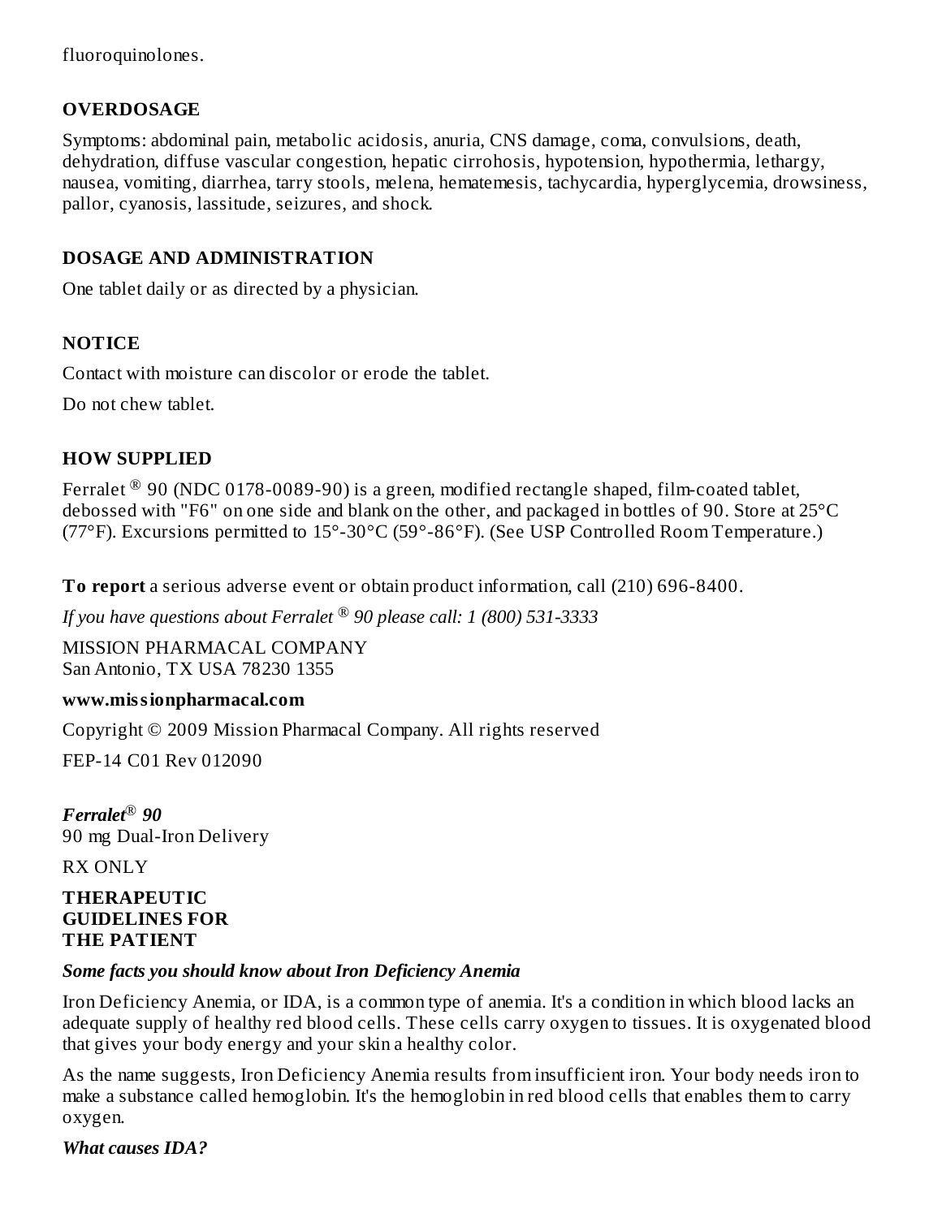fluoroquinolones.

## OVERDOSAGE

Symptoms: abdominal pain, metabolic acidosis, anuria, CNS damage, coma, convulsions, death, dehydration, diffuse vascular congestion, hepatic cirrohosis, hypotension, hypothermia, lethargy, nausea, vomiting, diarrhea, tarry stools, melena, hematemesis, tachycardia, hyperglycemia, drowsiness, pallor, cyanosis, lassitude, seizures, and shock.

## DOSAGE AND ADMINISTRATION

One tablet daily or as directed by a physician.

## NOTICE

Contact with moisture can discolor or erode the tablet.

Do not chew tablet.

## HOW SUPPLIED

Ferralet ® 90 (NDC 0178-0089-90) is a green, modified rectangle shaped, film-coated tablet, debossed with "F6" on one side and blank on the other, and packaged in bottles of 90. Store at 25°C (77°F). Excursions permitted to 15°-30°C (59°-86°F). (See USP Controlled Room Temperature.)

**To report** a serious adverse event or obtain product information, call (210) 696-8400.

*If you have questions about Ferralet ® 90 please call: 1 (800) 531-3333*

MISSION PHARMACAL COMPANY
San Antonio, TX USA 78230 1355

**www.missionpharmacal.com**

Copyright © 2009 Mission Pharmacal Company. All rights reserved

FEP-14 C01 Rev 012090

***Ferralet® 90***
90 mg Dual-Iron Delivery

RX ONLY

**THERAPEUTIC GUIDELINES FOR THE PATIENT**

***Some facts you should know about Iron Deficiency Anemia***

Iron Deficiency Anemia, or IDA, is a common type of anemia. It's a condition in which blood lacks an adequate supply of healthy red blood cells. These cells carry oxygen to tissues. It is oxygenated blood that gives your body energy and your skin a healthy color.

As the name suggests, Iron Deficiency Anemia results from insufficient iron. Your body needs iron to make a substance called hemoglobin. It's the hemoglobin in red blood cells that enables them to carry oxygen.

***What causes IDA?***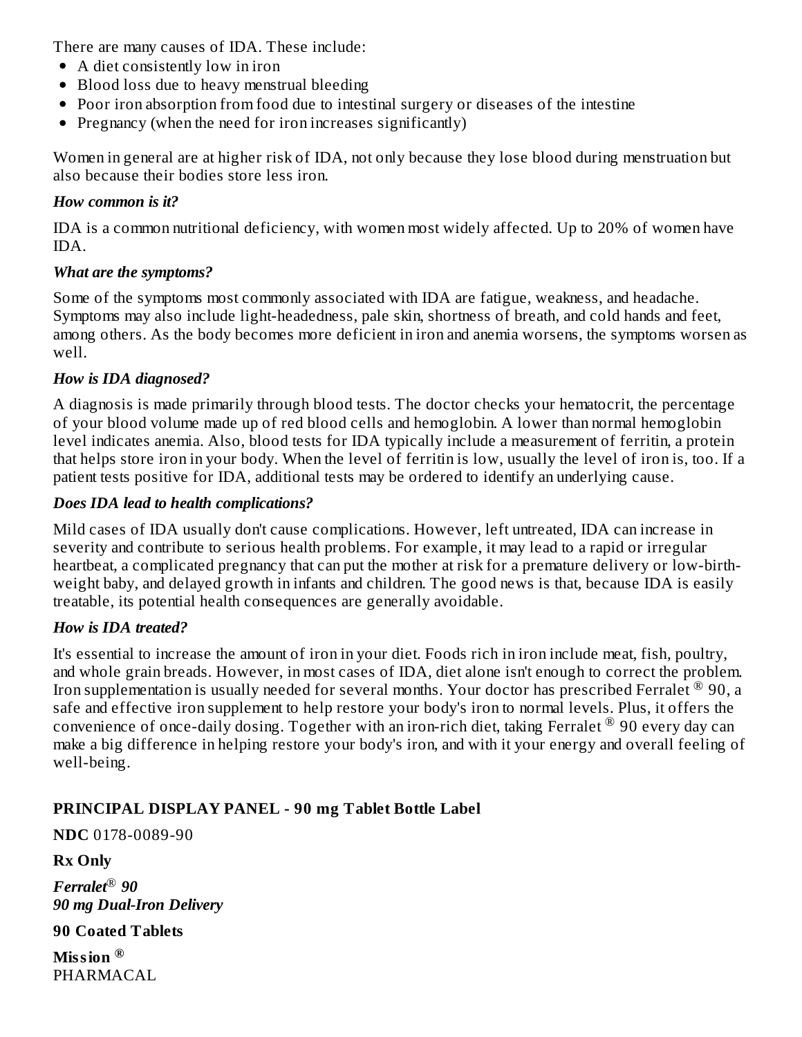There are many causes of IDA. These include:

- A diet consistently low in iron
- Blood loss due to heavy menstrual bleeding
- Poor iron absorption from food due to intestinal surgery or diseases of the intestine
- Pregnancy (when the need for iron increases significantly)

Women in general are at higher risk of IDA, not only because they lose blood during menstruation but also because their bodies store less iron.

***How common is it?***

IDA is a common nutritional deficiency, with women most widely affected. Up to 20% of women have IDA.

***What are the symptoms?***

Some of the symptoms most commonly associated with IDA are fatigue, weakness, and headache. Symptoms may also include light-headedness, pale skin, shortness of breath, and cold hands and feet, among others. As the body becomes more deficient in iron and anemia worsens, the symptoms worsen as well.

***How is IDA diagnosed?***

A diagnosis is made primarily through blood tests. The doctor checks your hematocrit, the percentage of your blood volume made up of red blood cells and hemoglobin. A lower than normal hemoglobin level indicates anemia. Also, blood tests for IDA typically include a measurement of ferritin, a protein that helps store iron in your body. When the level of ferritin is low, usually the level of iron is, too. If a patient tests positive for IDA, additional tests may be ordered to identify an underlying cause.

***Does IDA lead to health complications?***

Mild cases of IDA usually don't cause complications. However, left untreated, IDA can increase in severity and contribute to serious health problems. For example, it may lead to a rapid or irregular heartbeat, a complicated pregnancy that can put the mother at risk for a premature delivery or low-birth-weight baby, and delayed growth in infants and children. The good news is that, because IDA is easily treatable, its potential health consequences are generally avoidable.

***How is IDA treated?***

It's essential to increase the amount of iron in your diet. Foods rich in iron include meat, fish, poultry, and whole grain breads. However, in most cases of IDA, diet alone isn't enough to correct the problem. Iron supplementation is usually needed for several months. Your doctor has prescribed Ferralet® 90, a safe and effective iron supplement to help restore your body's iron to normal levels. Plus, it offers the convenience of once-daily dosing. Together with an iron-rich diet, taking Ferralet® 90 every day can make a big difference in helping restore your body's iron, and with it your energy and overall feeling of well-being.

## PRINCIPAL DISPLAY PANEL - 90 mg Tablet Bottle Label

**NDC** 0178-0089-90

**Rx Only**

***Ferralet® 90***
***90 mg Dual-Iron Delivery***

**90 Coated Tablets**

**Mission ®**
PHARMACAL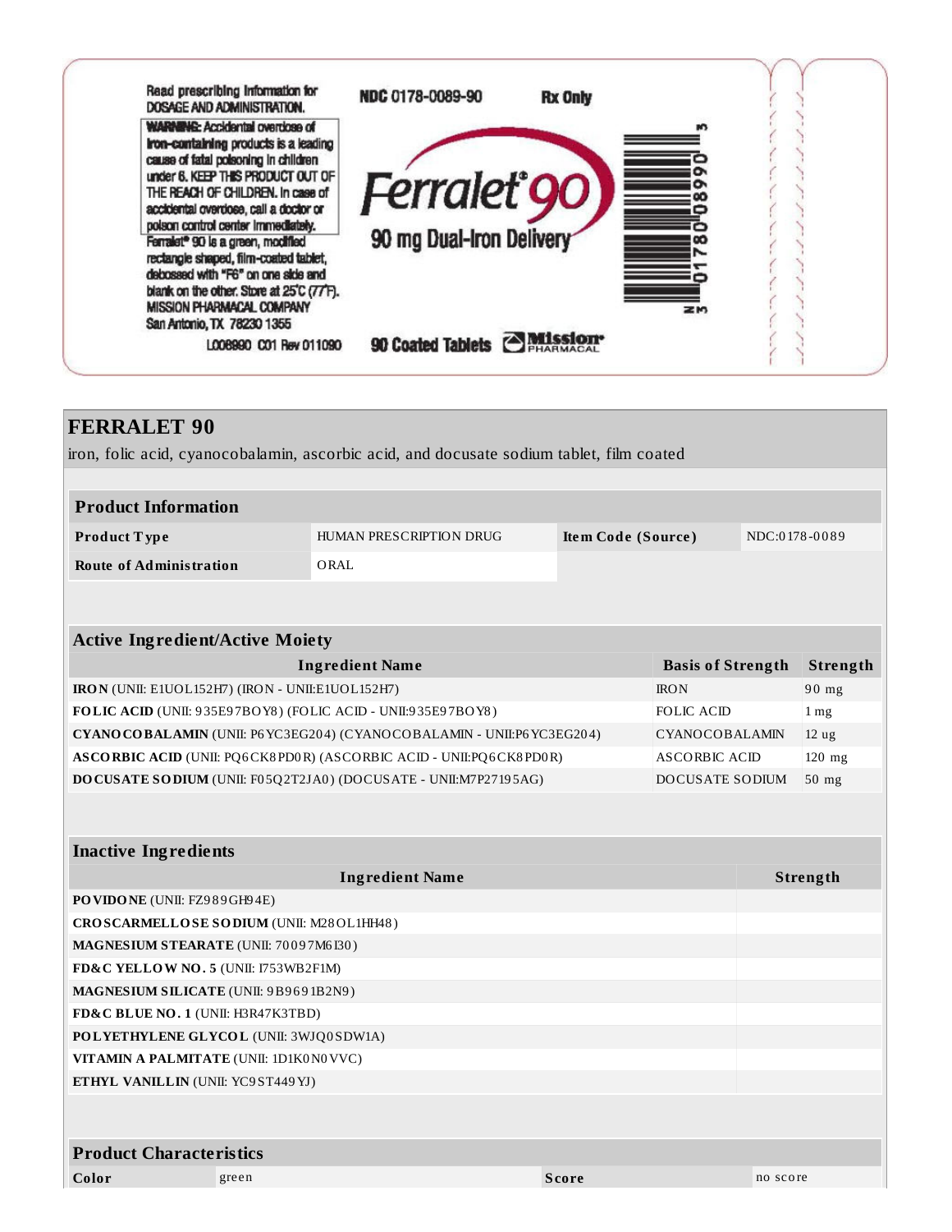Read prescribing Information for DOSAGE AND ADMINISTRATION.

WARNING: Accidental overdose of iron-containing products is a leading cause of fatal poisoning in children under 6. KEEP THIS PRODUCT OUT OF THE REACH OF CHILDREN. In case of accidental overdose, call a doctor or poison control center immediately.

Ferralet® 90 is a green, modified rectangle shaped, film-coated tablet, debossed with "F6" on one side and blank on the other. Store at 25°C (77°F).

MISSION PHARMACAL COMPANY
San Antonio, TX 78230 1355

L006990 C01 Rev 011090

NDC 0178-0089-90 Rx Only

Ferralet® 90

90 mg Dual-Iron Delivery

90 Coated Tablets

Mission® PHARMACAL

N 3 0178008990 3

# FERRALET 90

iron, folic acid, cyanocobalamin, ascorbic acid, and docusate sodium tablet, film coated

| Product Information | | | |
|---|---|---|---|
| **Product Type** | HUMAN PRESCRIPTION DRUG | **Item Code (Source)** | NDC:0178-0089 |
| **Route of Administration** | ORAL | | |

| Active Ingredient/Active Moiety | | |
|---|---|---|
| **Ingredient Name** | **Basis of Strength** | **Strength** |
| **IRON** (UNII: E1UOL152H7) (IRON - UNII:E1UOL152H7) | IRON | 90 mg |
| **FOLIC ACID** (UNII: 935E97BOY8) (FOLIC ACID - UNII:935E97BOY8) | FOLIC ACID | 1 mg |
| **CYANOCOBALAMIN** (UNII: P6YC3EG204) (CYANOCOBALAMIN - UNII:P6YC3EG204) | CYANOCOBALAMIN | 12 ug |
| **ASCORBIC ACID** (UNII: PQ6CK8PD0R) (ASCORBIC ACID - UNII:PQ6CK8PD0R) | ASCORBIC ACID | 120 mg |
| **DOCUSATE SODIUM** (UNII: F05Q2T2JA0) (DOCUSATE - UNII:M7P27195AG) | DOCUSATE SODIUM | 50 mg |

| Inactive Ingredients | |
|---|---|
| **Ingredient Name** | **Strength** |
| **POVIDONE** (UNII: FZ989GH94E) | |
| **CROSCARMELLOSE SODIUM** (UNII: M28OL1HH48) | |
| **MAGNESIUM STEARATE** (UNII: 70097M6I30) | |
| **FD&C YELLOW NO. 5** (UNII: I753WB2F1M) | |
| **MAGNESIUM SILICATE** (UNII: 9B9691B2N9) | |
| **FD&C BLUE NO. 1** (UNII: H3R47K3TBD) | |
| **POLYETHYLENE GLYCOL** (UNII: 3WJQ0SDW1A) | |
| **VITAMIN A PALMITATE** (UNII: 1D1K0N0VVC) | |
| **ETHYL VANILLIN** (UNII: YC9ST449YJ) | |

| Product Characteristics | | | |
|---|---|---|---|
| **Color** | green | **Score** | no score |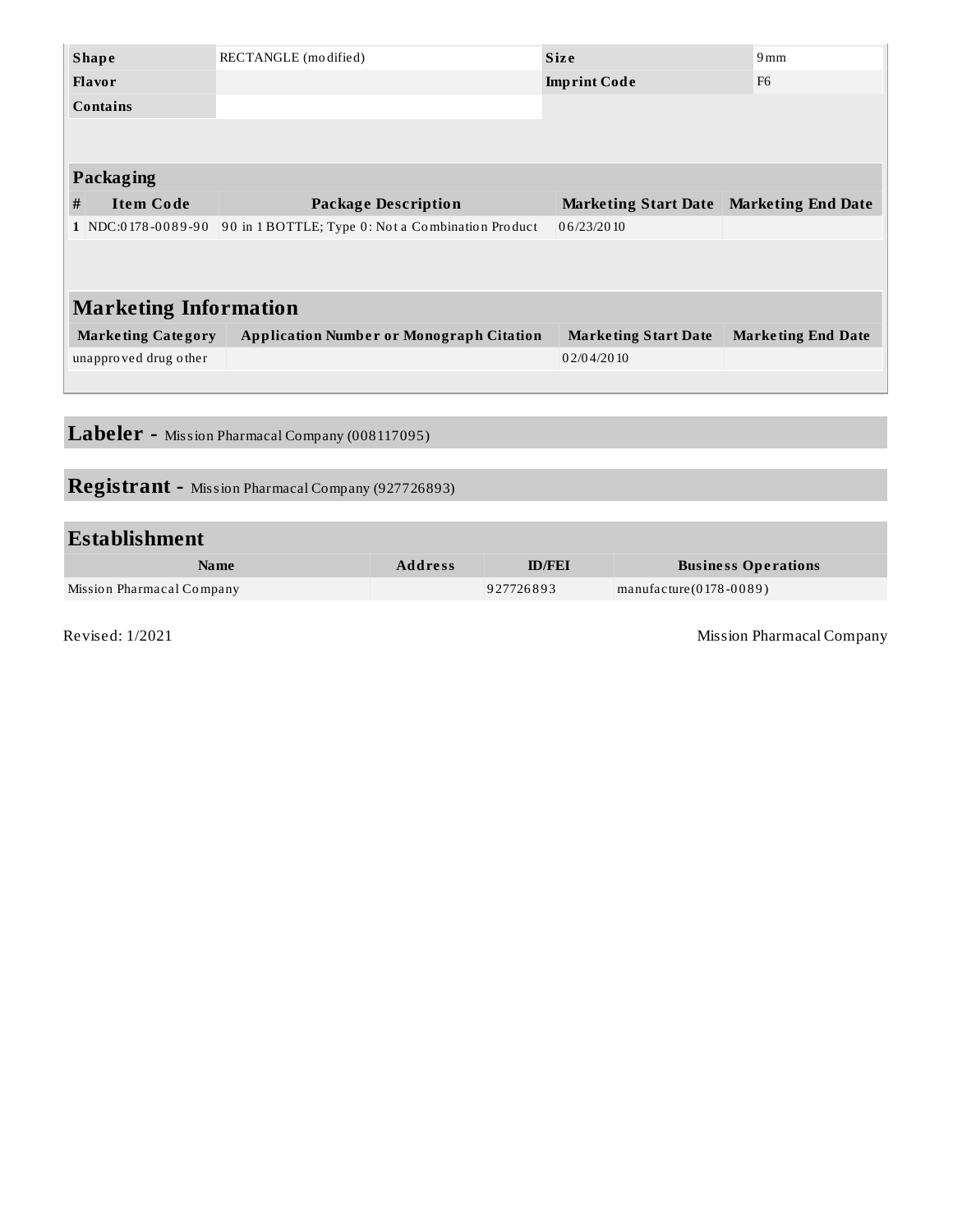| | | | |
|---|---|---|---|
| **Shape** | RECTANGLE (modified) | **Size** | 9mm |
| **Flavor** | | **Imprint Code** | F6 |
| **Contains** | | | |

### Packaging

| # | Item Code | Package Description | Marketing Start Date | Marketing End Date |
|---|---|---|---|---|
| 1 | NDC:0178-0089-90 | 90 in 1 BOTTLE; Type 0: Not a Combination Product | 06/23/2010 | |

### Marketing Information

| Marketing Category | Application Number or Monograph Citation | Marketing Start Date | Marketing End Date |
|---|---|---|---|
| unapproved drug other | | 02/04/2010 | |

## Labeler - Mission Pharmacal Company (008117095)

## Registrant - Mission Pharmacal Company (927726893)

## Establishment

| Name | Address | ID/FEI | Business Operations |
|---|---|---|---|
| Mission Pharmacal Company | | 927726893 | manufacture(0178-0089) |

Revised: 1/2021

Mission Pharmacal Company